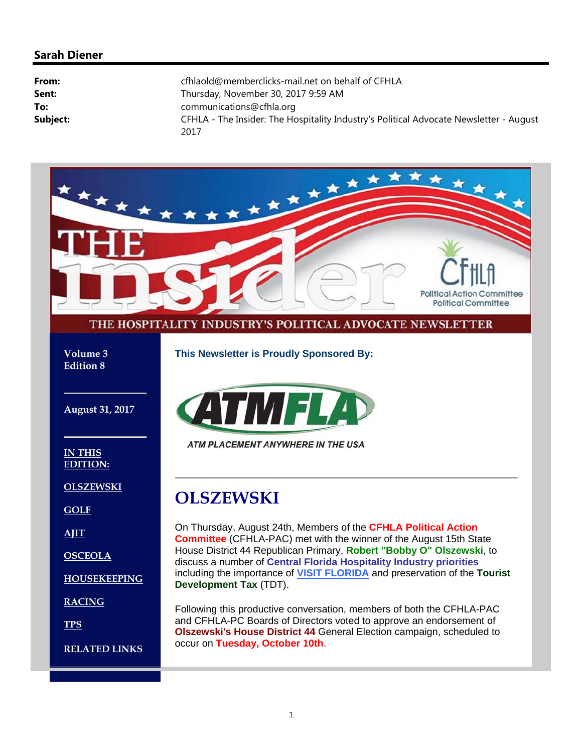## Sarah Diener

**From:** cfhlaold@memberclicks-mail.net on behalf of CFHLA
**Sent:** Thursday, November 30, 2017 9:59 AM
**To:** communications@cfhla.org
**Subject:** CFHLA - The Insider: The Hospitality Industry's Political Advocate Newsletter - August 2017

# THE insider

CFHLA Political Action Committee Political Committee

THE HOSPITALITY INDUSTRY'S POLITICAL ADVOCATE NEWSLETTER

**Volume 3**
**Edition 8**

**August 31, 2017**

**IN THIS EDITION:**

- OLSZEWSKI
- GOLF
- AJIT
- OSCEOLA
- HOUSEKEEPING
- RACING
- TPS
- RELATED LINKS

**This Newsletter is Proudly Sponsored By:**

ATMFLA
ATM PLACEMENT ANYWHERE IN THE USA

## OLSZEWSKI

On Thursday, August 24th, Members of the **CFHLA Political Action Committee** (CFHLA-PAC) met with the winner of the August 15th State House District 44 Republican Primary, **Robert "Bobby O" Olszewski**, to discuss a number of **Central Florida Hospitality Industry priorities** including the importance of **VISIT FLORIDA** and preservation of the **Tourist Development Tax** (TDT).

Following this productive conversation, members of both the CFHLA-PAC and CFHLA-PC Boards of Directors voted to approve an endorsement of **Olszewski's House District 44** General Election campaign, scheduled to occur on **Tuesday, October 10th**.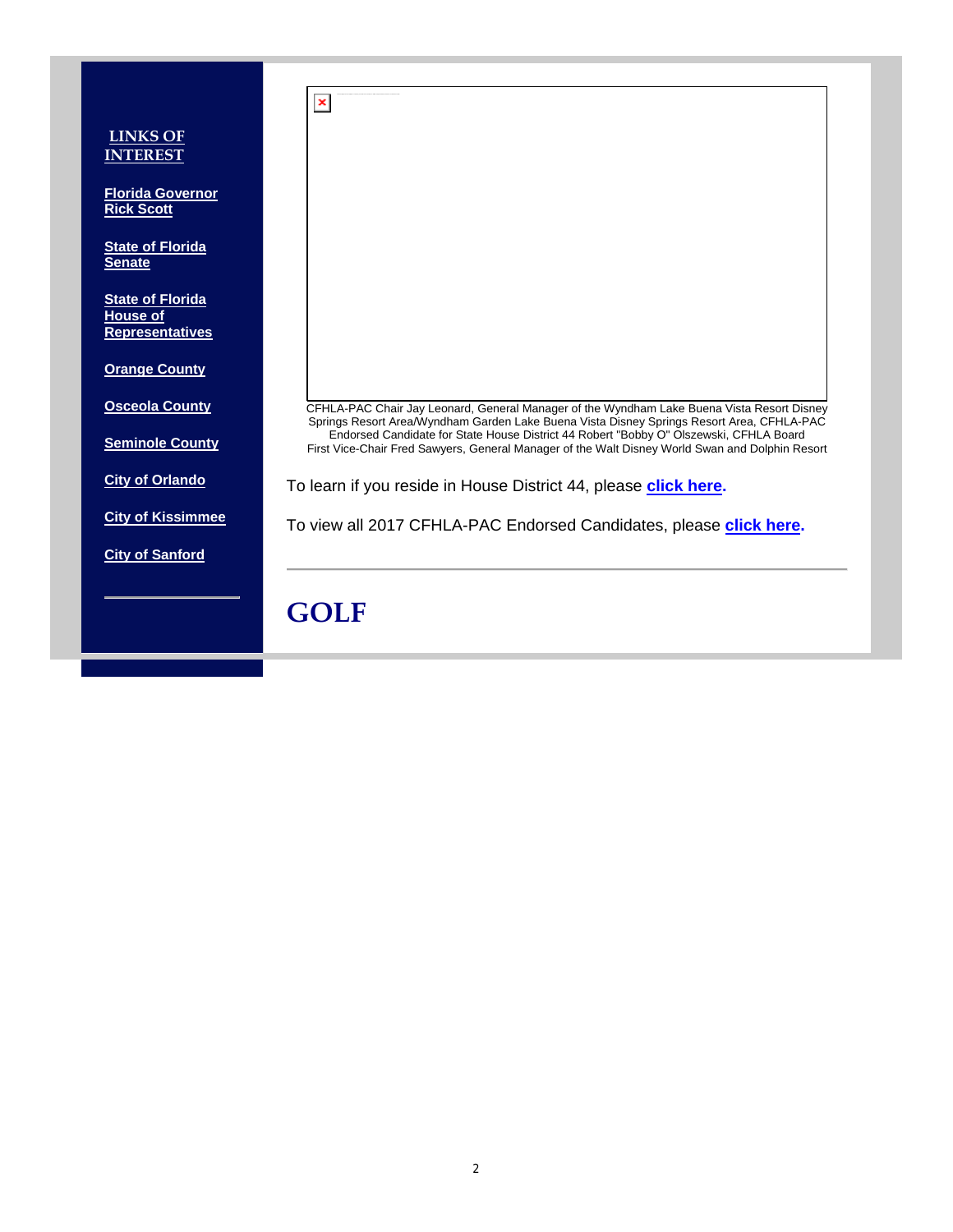**LINKS OF INTEREST**

**Florida Governor Rick Scott**

**State of Florida Senate**

**State of Florida House of Representatives**

**Orange County**

**Osceola County**

**Seminole County**

**City of Orlando**

**City of Kissimmee**

**City of Sanford**

CFHLA-PAC Chair Jay Leonard, General Manager of the Wyndham Lake Buena Vista Resort Disney Springs Resort Area/Wyndham Garden Lake Buena Vista Disney Springs Resort Area, CFHLA-PAC Endorsed Candidate for State House District 44 Robert "Bobby O" Olszewski, CFHLA Board First Vice-Chair Fred Sawyers, General Manager of the Walt Disney World Swan and Dolphin Resort

To learn if you reside in House District 44, please **click here.**

To view all 2017 CFHLA-PAC Endorsed Candidates, please **click here**.

---

# GOLF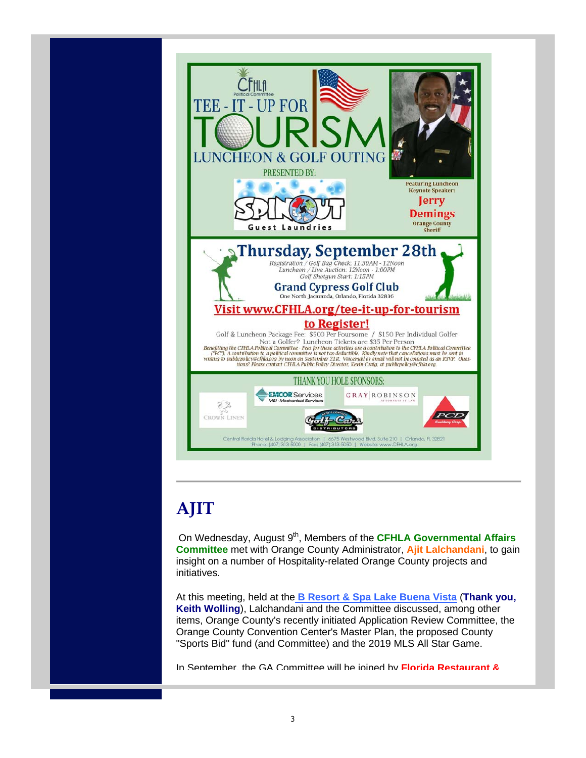CFHLA Political Committee

# TEE - IT - UP FOR TOURISM

## LUNCHEON & GOLF OUTING

PRESENTED BY:

SPINOUT Guest Laundries

Featuring Luncheon Keynote Speaker:

**Jerry Demings**

Orange County Sheriff

## Thursday, September 28th

*Registration / Golf Bag Check: 11:30AM - 12Noon*
*Luncheon / Live Auction: 12Noon - 1:00PM*
*Golf Shotgun Start: 1:15PM*

**Grand Cypress Golf Club**

One North Jacaranda, Orlando, Florida 32836

**Visit www.CFHLA.org/tee-it-up-for-tourism to Register!**

Golf & Luncheon Package Fee: $500 Per Foursome / $150 Per Individual Golfer

Not a Golfer? Luncheon Tickets are $35 Per Person

*Benefitting the CFHLA Political Committee · Fees for these activities are a contribution to the CFHLA Political Committee ("PC"). A contribution to a political committee is not tax-deductible. Kindly note that cancellations must be sent in writing to publicpolicy@cfhla.org by noon on September 21st. Voicemail or email will not be counted as an RSVP. Questions? Please contact CFHLA Public Policy Director, Kevin Craig, at publicpolicy@cfhla.org.*

THANK YOU HOLE SPONSORS:

Crown Linen · EMCOR Services MSI-Mechanical Services · Gray Robinson Attorneys at Law · Mid Florida Golf Cars Distributors · PCD Building Corp.

Central Florida Hotel & Lodging Association | 6675 Westwood Blvd, Suite 210 | Orlando, FL 32821
Phone: (407) 313-5000 | Fax: (407) 313-5050 | Website: www.CFHLA.org

---

# AJIT

On Wednesday, August 9th, Members of the **CFHLA Governmental Affairs Committee** met with Orange County Administrator, **Ajit Lalchandani**, to gain insight on a number of Hospitality-related Orange County projects and initiatives.

At this meeting, held at the **B Resort & Spa Lake Buena Vista** (**Thank you, Keith Wolling**), Lalchandani and the Committee discussed, among other items, Orange County's recently initiated Application Review Committee, the Orange County Convention Center's Master Plan, the proposed County "Sports Bid" fund (and Committee) and the 2019 MLS All Star Game.

In September, the GA Committee will be joined by **Florida Restaurant &**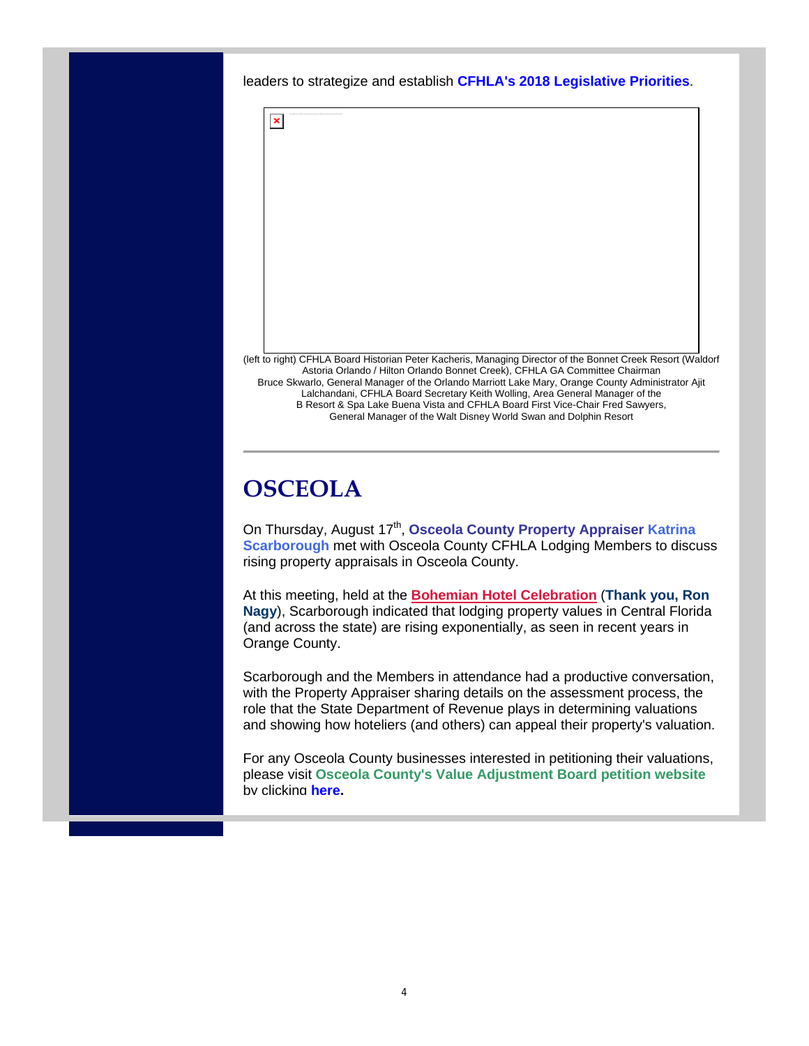leaders to strategize and establish **CFHLA's 2018 Legislative Priorities**.

(left to right) CFHLA Board Historian Peter Kacheris, Managing Director of the Bonnet Creek Resort (Waldorf Astoria Orlando / Hilton Orlando Bonnet Creek), CFHLA GA Committee Chairman Bruce Skwarlo, General Manager of the Orlando Marriott Lake Mary, Orange County Administrator Ajit Lalchandani, CFHLA Board Secretary Keith Wolling, Area General Manager of the B Resort & Spa Lake Buena Vista and CFHLA Board First Vice-Chair Fred Sawyers, General Manager of the Walt Disney World Swan and Dolphin Resort

---

# OSCEOLA

On Thursday, August 17th, **Osceola County Property Appraiser Katrina Scarborough** met with Osceola County CFHLA Lodging Members to discuss rising property appraisals in Osceola County.

At this meeting, held at the **Bohemian Hotel Celebration** (**Thank you, Ron Nagy**), Scarborough indicated that lodging property values in Central Florida (and across the state) are rising exponentially, as seen in recent years in Orange County.

Scarborough and the Members in attendance had a productive conversation, with the Property Appraiser sharing details on the assessment process, the role that the State Department of Revenue plays in determining valuations and showing how hoteliers (and others) can appeal their property's valuation.

For any Osceola County businesses interested in petitioning their valuations, please visit **Osceola County's Value Adjustment Board petition website** by clicking **here.**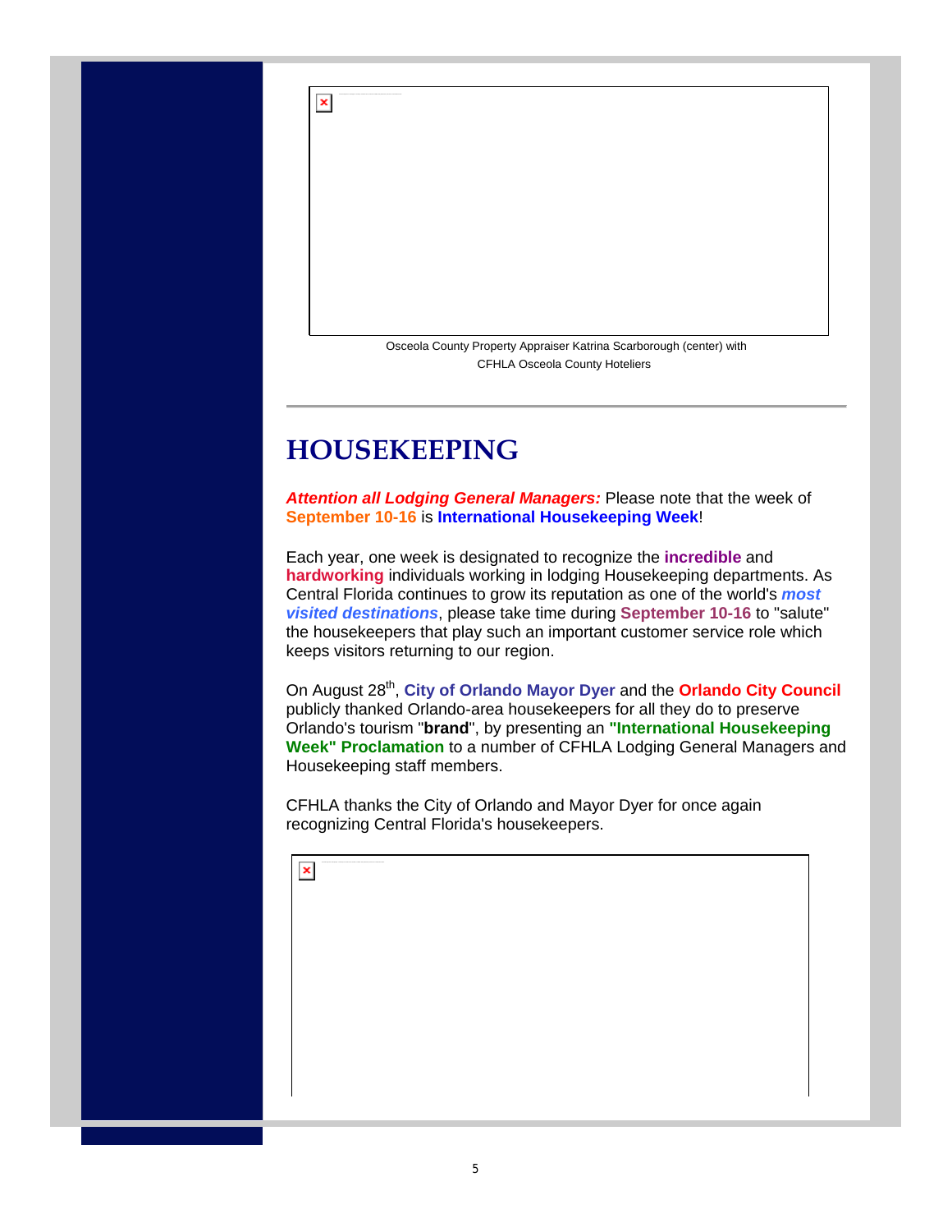Osceola County Property Appraiser Katrina Scarborough (center) with CFHLA Osceola County Hoteliers

## HOUSEKEEPING

***Attention all Lodging General Managers:*** Please note that the week of **September 10-16** is **International Housekeeping Week**!

Each year, one week is designated to recognize the **incredible** and **hardworking** individuals working in lodging Housekeeping departments. As Central Florida continues to grow its reputation as one of the world's ***most visited destinations***, please take time during **September 10-16** to "salute" the housekeepers that play such an important customer service role which keeps visitors returning to our region.

On August 28th, **City of Orlando Mayor Dyer** and the **Orlando City Council** publicly thanked Orlando-area housekeepers for all they do to preserve Orlando's tourism "**brand**", by presenting an **"International Housekeeping Week" Proclamation** to a number of CFHLA Lodging General Managers and Housekeeping staff members.

CFHLA thanks the City of Orlando and Mayor Dyer for once again recognizing Central Florida's housekeepers.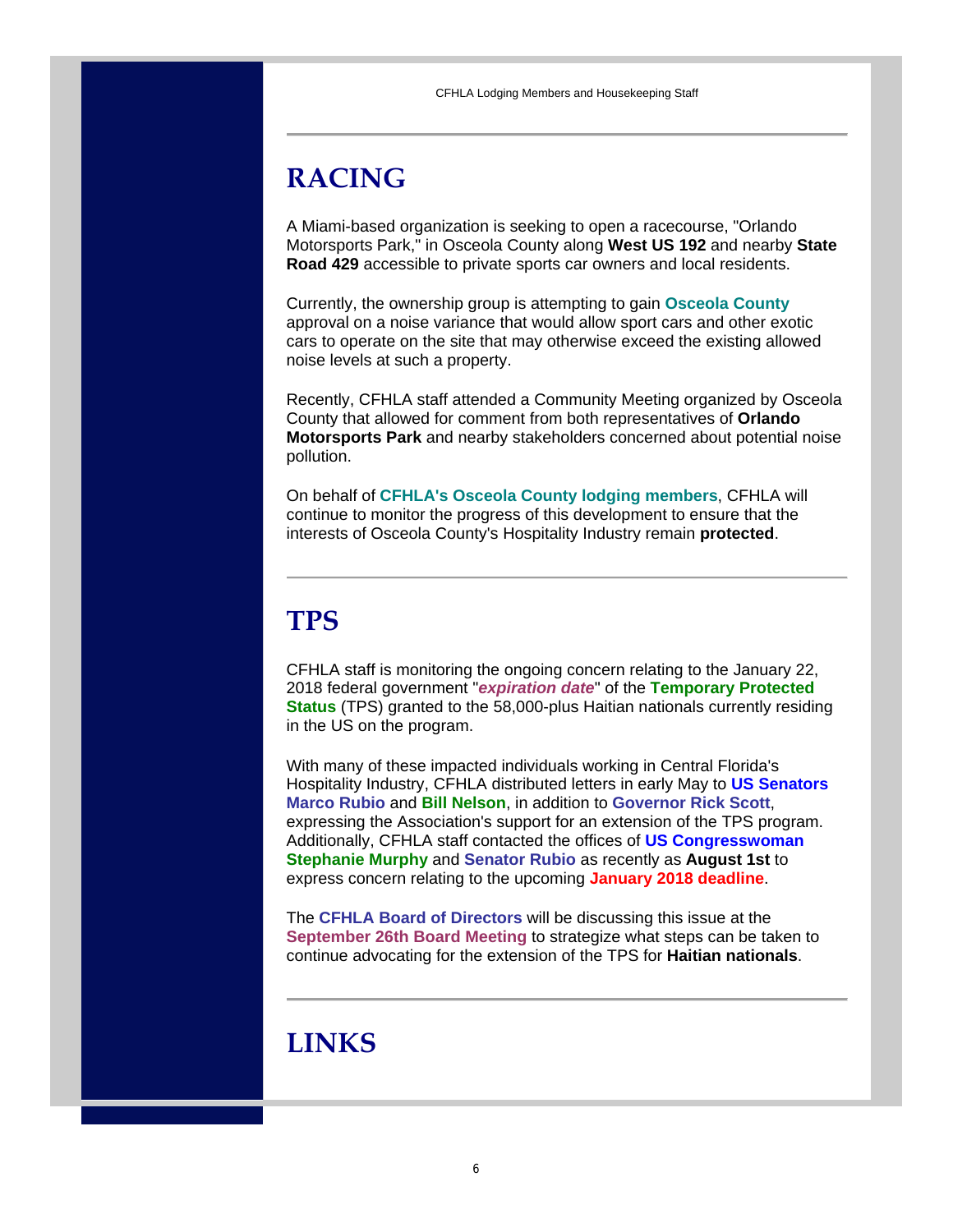CFHLA Lodging Members and Housekeeping Staff

---

## RACING

A Miami-based organization is seeking to open a racecourse, "Orlando Motorsports Park," in Osceola County along **West US 192** and nearby **State Road 429** accessible to private sports car owners and local residents.

Currently, the ownership group is attempting to gain **Osceola County** approval on a noise variance that would allow sport cars and other exotic cars to operate on the site that may otherwise exceed the existing allowed noise levels at such a property.

Recently, CFHLA staff attended a Community Meeting organized by Osceola County that allowed for comment from both representatives of **Orlando Motorsports Park** and nearby stakeholders concerned about potential noise pollution.

On behalf of **CFHLA's Osceola County lodging members**, CFHLA will continue to monitor the progress of this development to ensure that the interests of Osceola County's Hospitality Industry remain **protected**.

---

## TPS

CFHLA staff is monitoring the ongoing concern relating to the January 22, 2018 federal government "***expiration date***" of the **Temporary Protected Status** (TPS) granted to the 58,000-plus Haitian nationals currently residing in the US on the program.

With many of these impacted individuals working in Central Florida's Hospitality Industry, CFHLA distributed letters in early May to **US Senators Marco Rubio** and **Bill Nelson**, in addition to **Governor Rick Scott**, expressing the Association's support for an extension of the TPS program. Additionally, CFHLA staff contacted the offices of **US Congresswoman Stephanie Murphy** and **Senator Rubio** as recently as **August 1st** to express concern relating to the upcoming **January 2018 deadline**.

The **CFHLA Board of Directors** will be discussing this issue at the **September 26th Board Meeting** to strategize what steps can be taken to continue advocating for the extension of the TPS for **Haitian nationals**.

---

## LINKS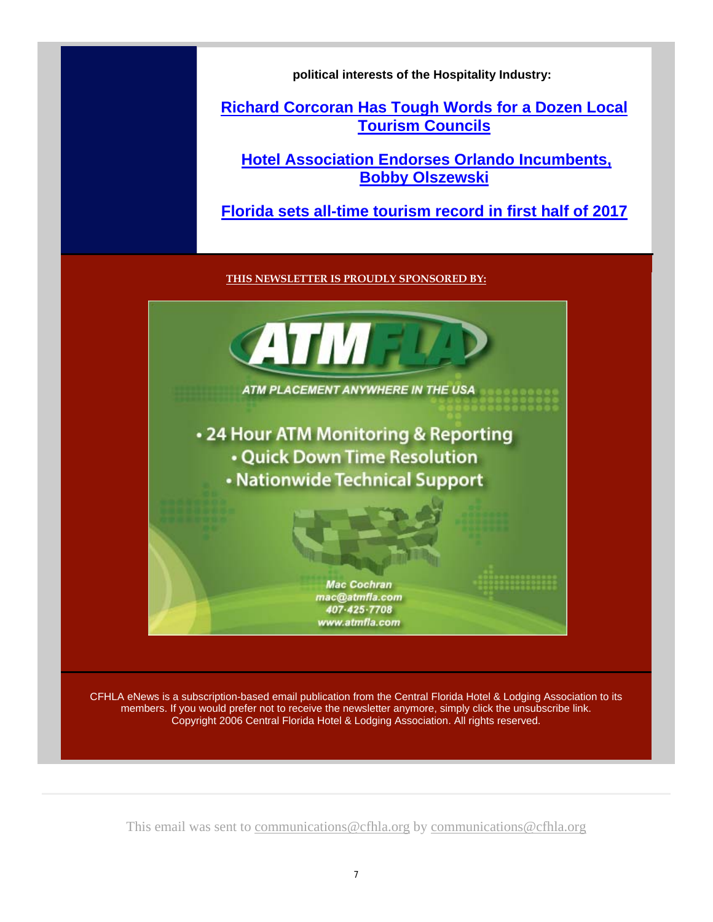**political interests of the Hospitality Industry:**

**Richard Corcoran Has Tough Words for a Dozen Local Tourism Councils**

**Hotel Association Endorses Orlando Incumbents, Bobby Olszewski**

**Florida sets all-time tourism record in first half of 2017**

**THIS NEWSLETTER IS PROUDLY SPONSORED BY:**

ATMFLA

ATM PLACEMENT ANYWHERE IN THE USA

- 24 Hour ATM Monitoring & Reporting
- Quick Down Time Resolution
- Nationwide Technical Support

Mac Cochran
mac@atmfla.com
407·425·7708
www.atmfla.com

CFHLA eNews is a subscription-based email publication from the Central Florida Hotel & Lodging Association to its members. If you would prefer not to receive the newsletter anymore, simply click the unsubscribe link. Copyright 2006 Central Florida Hotel & Lodging Association. All rights reserved.

This email was sent to communications@cfhla.org by communications@cfhla.org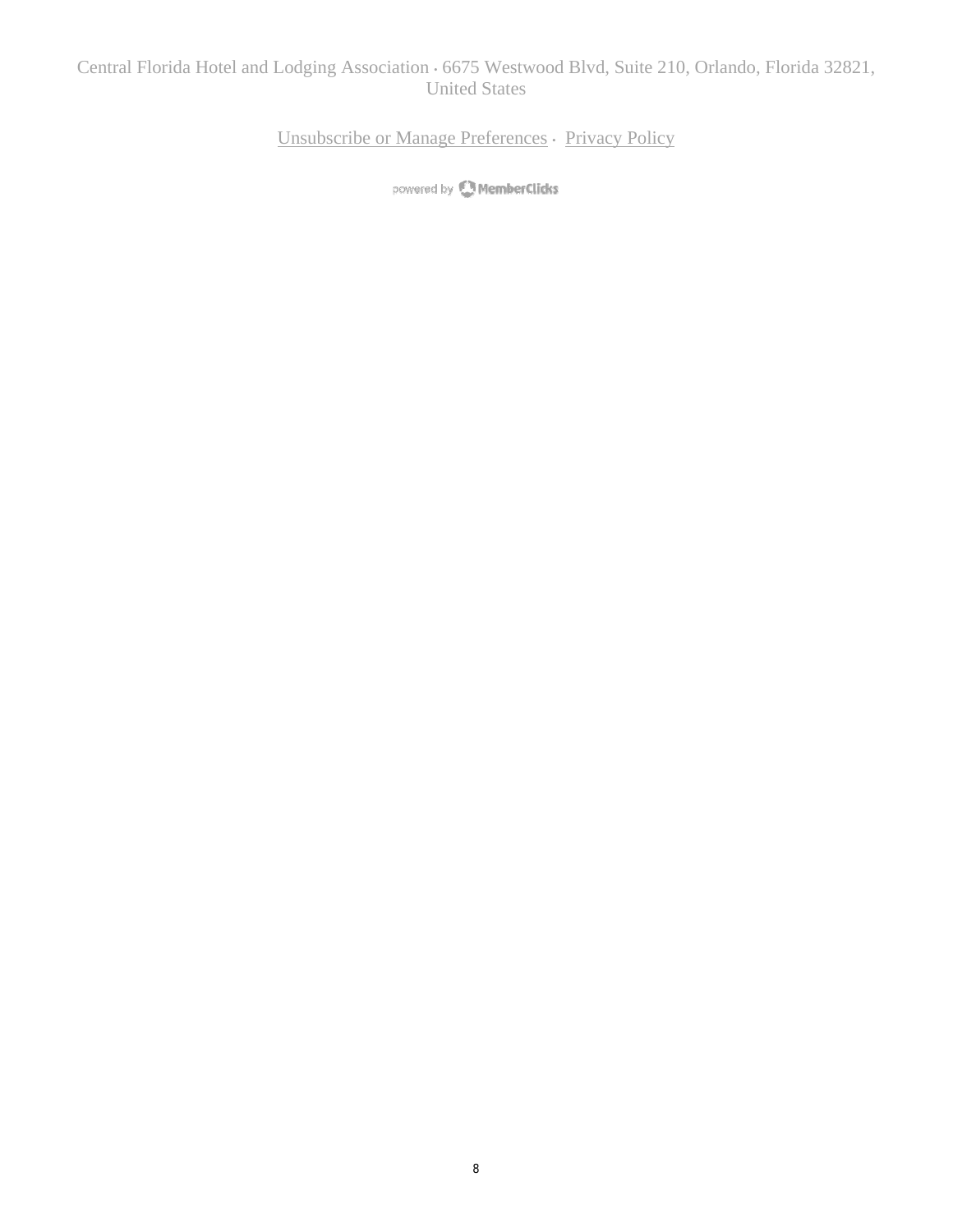Central Florida Hotel and Lodging Association · 6675 Westwood Blvd, Suite 210, Orlando, Florida 32821, United States

Unsubscribe or Manage Preferences · Privacy Policy

powered by MemberClicks